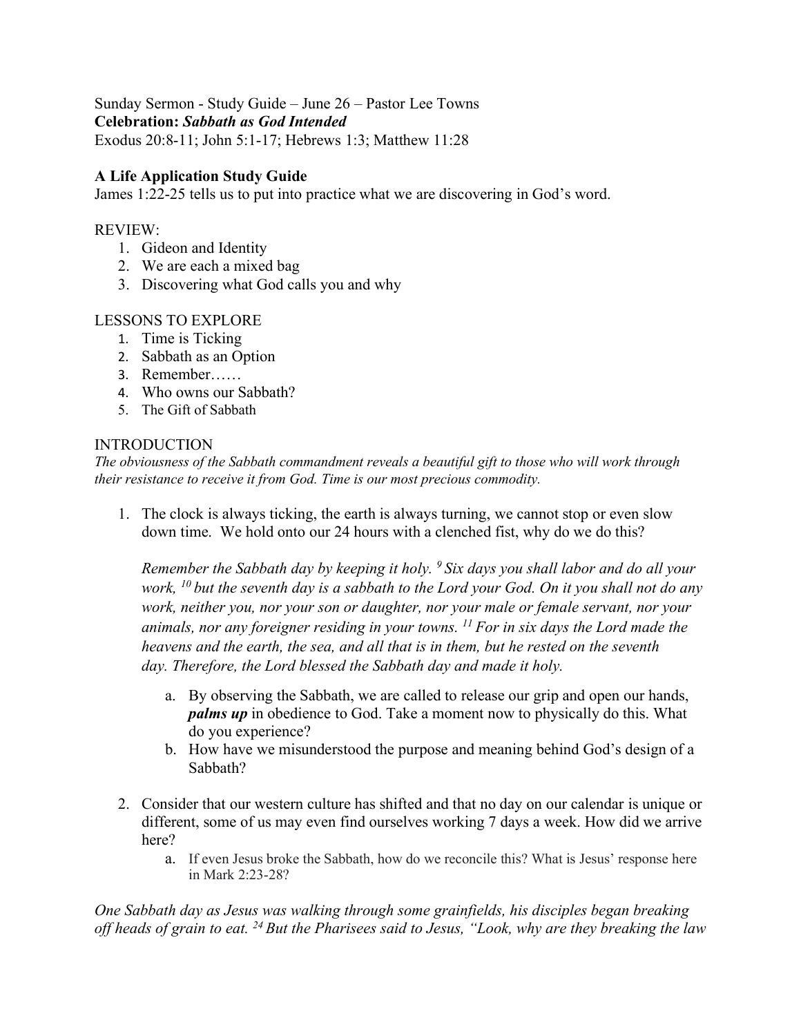Sunday Sermon - Study Guide – June 26 – Pastor Lee Towns

**Celebration:** ***Sabbath as God Intended***

Exodus 20:8-11; John 5:1-17; Hebrews 1:3; Matthew 11:28

## A Life Application Study Guide

James 1:22-25 tells us to put into practice what we are discovering in God's word.

REVIEW:

1. Gideon and Identity
2. We are each a mixed bag
3. Discovering what God calls you and why

LESSONS TO EXPLORE

1. Time is Ticking
2. Sabbath as an Option
3. Remember……
4. Who owns our Sabbath?
5. The Gift of Sabbath

INTRODUCTION

*The obviousness of the Sabbath commandment reveals a beautiful gift to those who will work through their resistance to receive it from God. Time is our most precious commodity.*

1. The clock is always ticking, the earth is always turning, we cannot stop or even slow down time. We hold onto our 24 hours with a clenched fist, why do we do this?

   *Remember the Sabbath day by keeping it holy. [9] Six days you shall labor and do all your work, [10] but the seventh day is a sabbath to the Lord your God. On it you shall not do any work, neither you, nor your son or daughter, nor your male or female servant, nor your animals, nor any foreigner residing in your towns. [11] For in six days the Lord made the heavens and the earth, the sea, and all that is in them, but he rested on the seventh day. Therefore, the Lord blessed the Sabbath day and made it holy.*

   a. By observing the Sabbath, we are called to release our grip and open our hands, ***palms up*** in obedience to God. Take a moment now to physically do this. What do you experience?
   b. How have we misunderstood the purpose and meaning behind God's design of a Sabbath?

2. Consider that our western culture has shifted and that no day on our calendar is unique or different, some of us may even find ourselves working 7 days a week. How did we arrive here?
   a. If even Jesus broke the Sabbath, how do we reconcile this? What is Jesus' response here in Mark 2:23-28?

*One Sabbath day as Jesus was walking through some grainfields, his disciples began breaking off heads of grain to eat. [24] But the Pharisees said to Jesus, "Look, why are they breaking the law*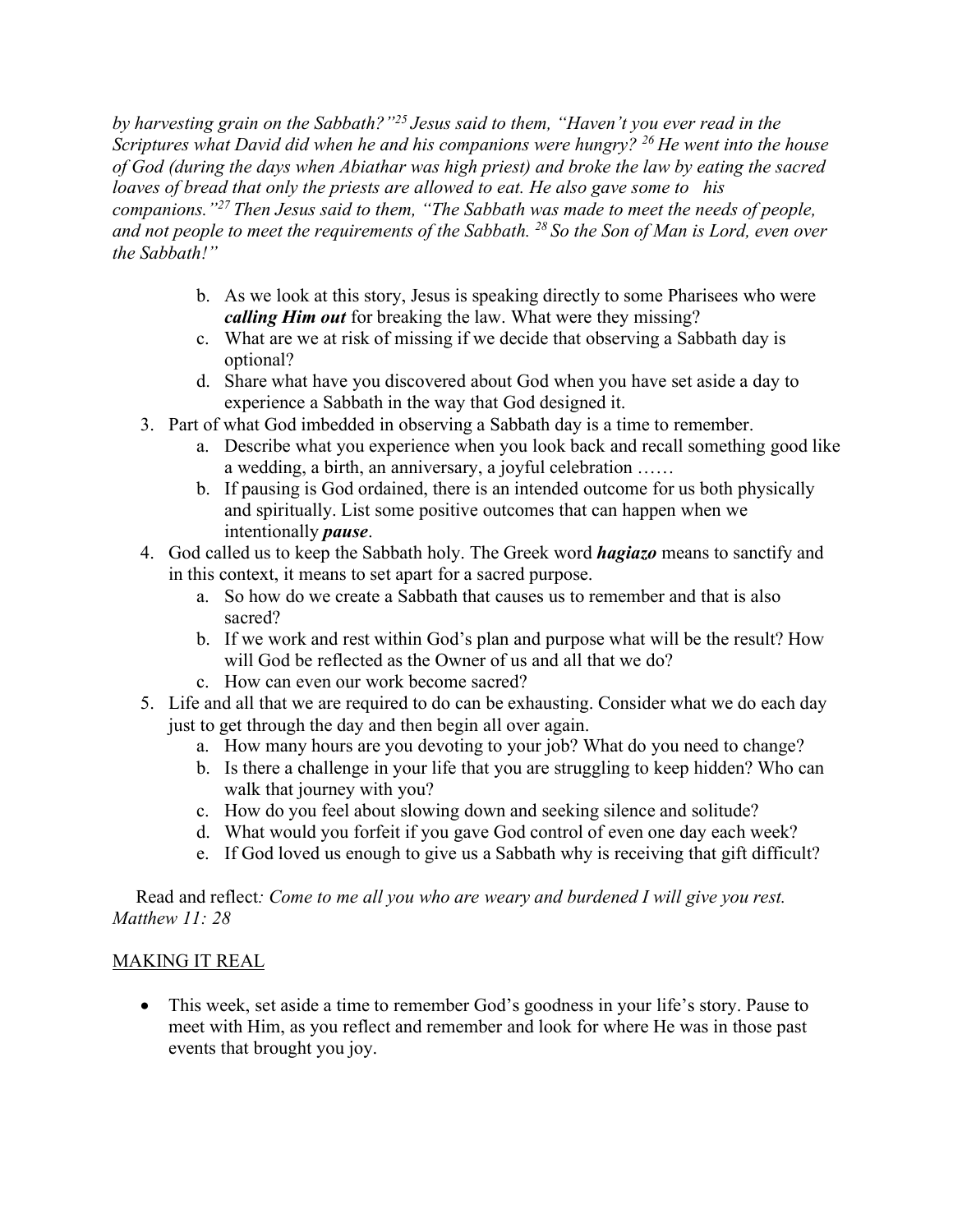*by harvesting grain on the Sabbath?"[25] Jesus said to them, "Haven't you ever read in the Scriptures what David did when he and his companions were hungry? [26] He went into the house of God (during the days when Abiathar was high priest) and broke the law by eating the sacred loaves of bread that only the priests are allowed to eat. He also gave some to his companions."[27] Then Jesus said to them, "The Sabbath was made to meet the needs of people, and not people to meet the requirements of the Sabbath. [28] So the Son of Man is Lord, even over the Sabbath!"*

   b. As we look at this story, Jesus is speaking directly to some Pharisees who were ***calling Him out*** for breaking the law. What were they missing?
   c. What are we at risk of missing if we decide that observing a Sabbath day is optional?
   d. Share what have you discovered about God when you have set aside a day to experience a Sabbath in the way that God designed it.

3. Part of what God imbedded in observing a Sabbath day is a time to remember.
   a. Describe what you experience when you look back and recall something good like a wedding, a birth, an anniversary, a joyful celebration ……
   b. If pausing is God ordained, there is an intended outcome for us both physically and spiritually. List some positive outcomes that can happen when we intentionally ***pause***.
4. God called us to keep the Sabbath holy. The Greek word ***hagiazo*** means to sanctify and in this context, it means to set apart for a sacred purpose.
   a. So how do we create a Sabbath that causes us to remember and that is also sacred?
   b. If we work and rest within God's plan and purpose what will be the result? How will God be reflected as the Owner of us and all that we do?
   c. How can even our work become sacred?
5. Life and all that we are required to do can be exhausting. Consider what we do each day just to get through the day and then begin all over again.
   a. How many hours are you devoting to your job? What do you need to change?
   b. Is there a challenge in your life that you are struggling to keep hidden? Who can walk that journey with you?
   c. How do you feel about slowing down and seeking silence and solitude?
   d. What would you forfeit if you gave God control of even one day each week?
   e. If God loved us enough to give us a Sabbath why is receiving that gift difficult?

Read and reflect*: Come to me all you who are weary and burdened I will give you rest. Matthew 11: 28*

MAKING IT REAL

- This week, set aside a time to remember God's goodness in your life's story. Pause to meet with Him, as you reflect and remember and look for where He was in those past events that brought you joy.